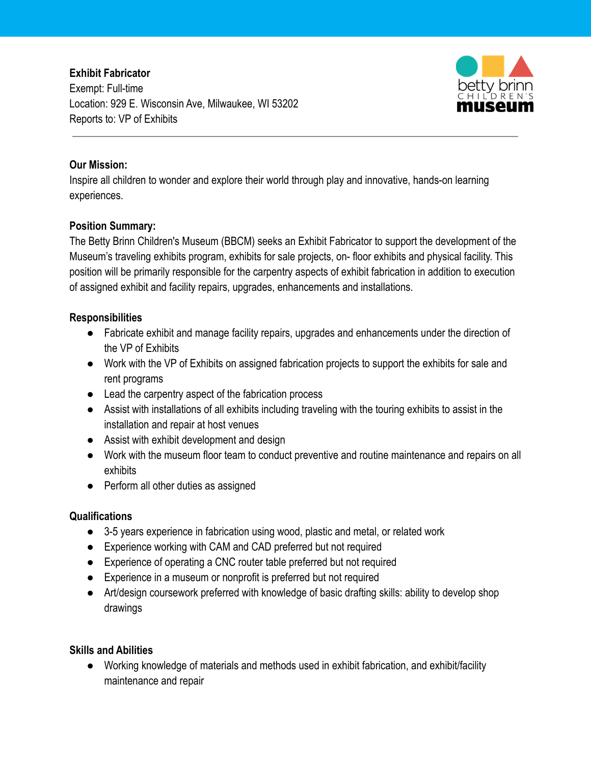**Exhibit Fabricator**
Exempt: Full-time
Location: 929 E. Wisconsin Ave, Milwaukee, WI 53202
Reports to: VP of Exhibits

betty brinn CHILDREN'S museum

---

**Our Mission:**
Inspire all children to wonder and explore their world through play and innovative, hands-on learning experiences.

**Position Summary:**
The Betty Brinn Children's Museum (BBCM) seeks an Exhibit Fabricator to support the development of the Museum's traveling exhibits program, exhibits for sale projects, on- floor exhibits and physical facility. This position will be primarily responsible for the carpentry aspects of exhibit fabrication in addition to execution of assigned exhibit and facility repairs, upgrades, enhancements and installations.

**Responsibilities**

- Fabricate exhibit and manage facility repairs, upgrades and enhancements under the direction of the VP of Exhibits
- Work with the VP of Exhibits on assigned fabrication projects to support the exhibits for sale and rent programs
- Lead the carpentry aspect of the fabrication process
- Assist with installations of all exhibits including traveling with the touring exhibits to assist in the installation and repair at host venues
- Assist with exhibit development and design
- Work with the museum floor team to conduct preventive and routine maintenance and repairs on all exhibits
- Perform all other duties as assigned

**Qualifications**

- 3-5 years experience in fabrication using wood, plastic and metal, or related work
- Experience working with CAM and CAD preferred but not required
- Experience of operating a CNC router table preferred but not required
- Experience in a museum or nonprofit is preferred but not required
- Art/design coursework preferred with knowledge of basic drafting skills: ability to develop shop drawings

**Skills and Abilities**

- Working knowledge of materials and methods used in exhibit fabrication, and exhibit/facility maintenance and repair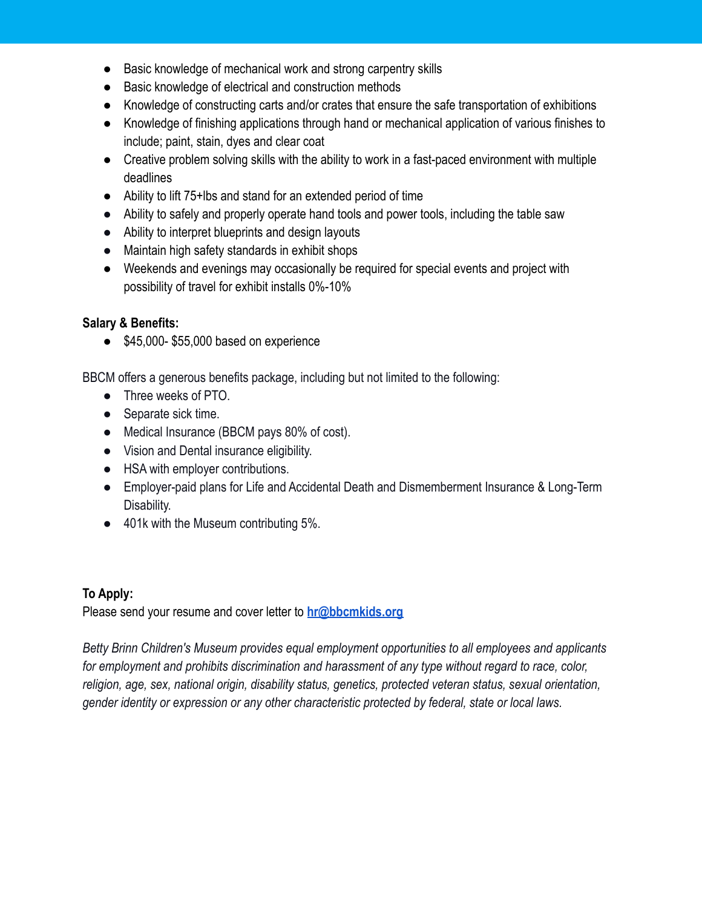- Basic knowledge of mechanical work and strong carpentry skills
- Basic knowledge of electrical and construction methods
- Knowledge of constructing carts and/or crates that ensure the safe transportation of exhibitions
- Knowledge of finishing applications through hand or mechanical application of various finishes to include; paint, stain, dyes and clear coat
- Creative problem solving skills with the ability to work in a fast-paced environment with multiple deadlines
- Ability to lift 75+lbs and stand for an extended period of time
- Ability to safely and properly operate hand tools and power tools, including the table saw
- Ability to interpret blueprints and design layouts
- Maintain high safety standards in exhibit shops
- Weekends and evenings may occasionally be required for special events and project with possibility of travel for exhibit installs 0%-10%

**Salary & Benefits:**

- $45,000- $55,000 based on experience

BBCM offers a generous benefits package, including but not limited to the following:

- Three weeks of PTO.
- Separate sick time.
- Medical Insurance (BBCM pays 80% of cost).
- Vision and Dental insurance eligibility.
- HSA with employer contributions.
- Employer-paid plans for Life and Accidental Death and Dismemberment Insurance & Long-Term Disability.
- 401k with the Museum contributing 5%.

**To Apply:**

Please send your resume and cover letter to **hr@bbcmkids.org**

*Betty Brinn Children's Museum provides equal employment opportunities to all employees and applicants for employment and prohibits discrimination and harassment of any type without regard to race, color, religion, age, sex, national origin, disability status, genetics, protected veteran status, sexual orientation, gender identity or expression or any other characteristic protected by federal, state or local laws.*